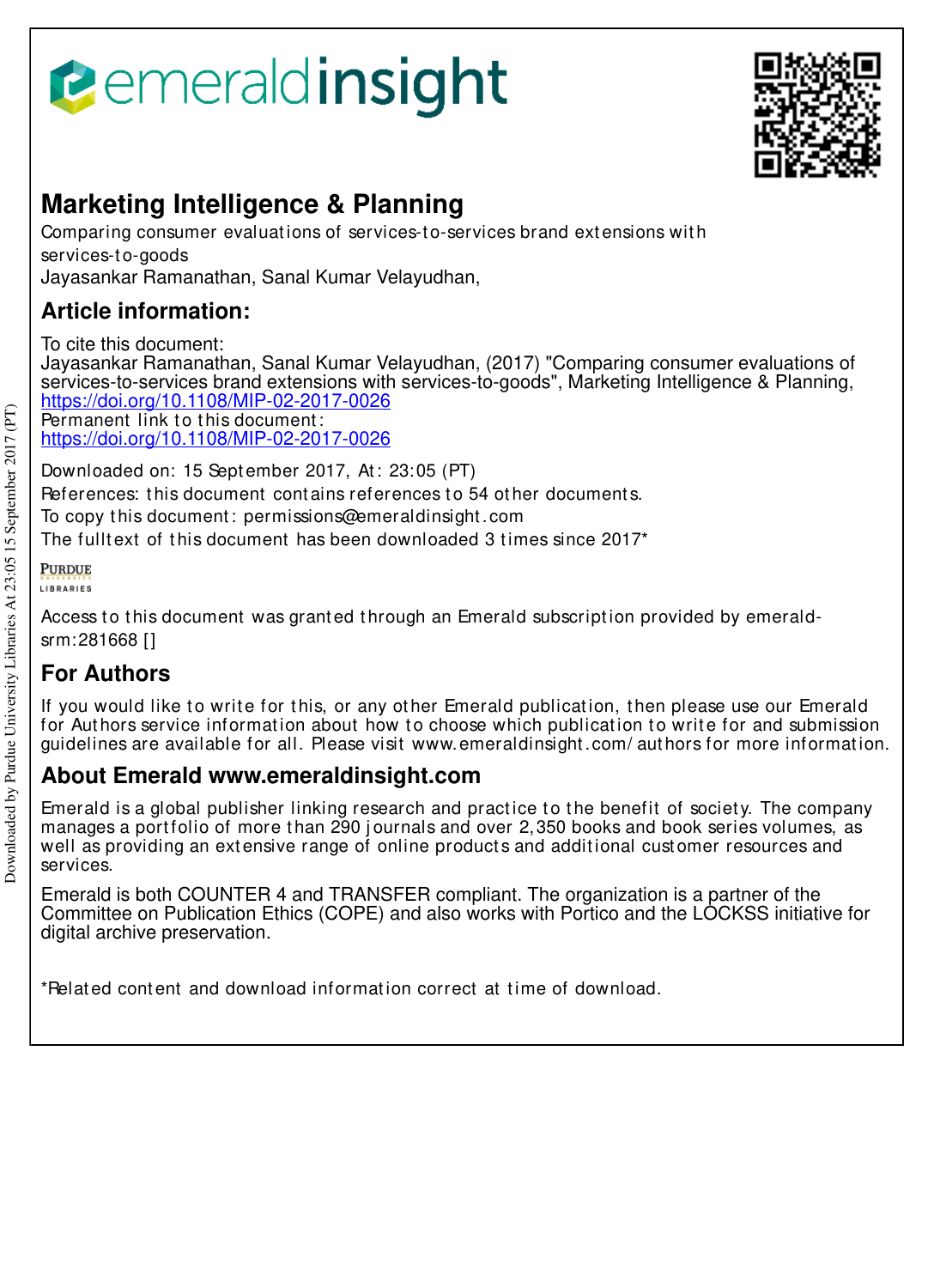# emeraldinsight

## Marketing Intelligence & Planning

Comparing consumer evaluations of services-to-services brand extensions with services-to-goods

Jayasankar Ramanathan, Sanal Kumar Velayudhan,

## Article information:

To cite this document:

Jayasankar Ramanathan, Sanal Kumar Velayudhan, (2017) "Comparing consumer evaluations of services-to-services brand extensions with services-to-goods", Marketing Intelligence & Planning, https://doi.org/10.1108/MIP-02-2017-0026

Permanent link to this document:

https://doi.org/10.1108/MIP-02-2017-0026

Downloaded on: 15 September 2017, At: 23:05 (PT)

References: this document contains references to 54 other documents.

To copy this document: permissions@emeraldinsight.com

The fulltext of this document has been downloaded 3 times since 2017*

PURDUE LIBRARIES

Access to this document was granted through an Emerald subscription provided by emerald-srm:281668 []

## For Authors

If you would like to write for this, or any other Emerald publication, then please use our Emerald for Authors service information about how to choose which publication to write for and submission guidelines are available for all. Please visit www.emeraldinsight.com/authors for more information.

## About Emerald www.emeraldinsight.com

Emerald is a global publisher linking research and practice to the benefit of society. The company manages a portfolio of more than 290 journals and over 2,350 books and book series volumes, as well as providing an extensive range of online products and additional customer resources and services.

Emerald is both COUNTER 4 and TRANSFER compliant. The organization is a partner of the Committee on Publication Ethics (COPE) and also works with Portico and the LOCKSS initiative for digital archive preservation.

*Related content and download information correct at time of download.

Downloaded by Purdue University Libraries At 23:05 15 September 2017 (PT)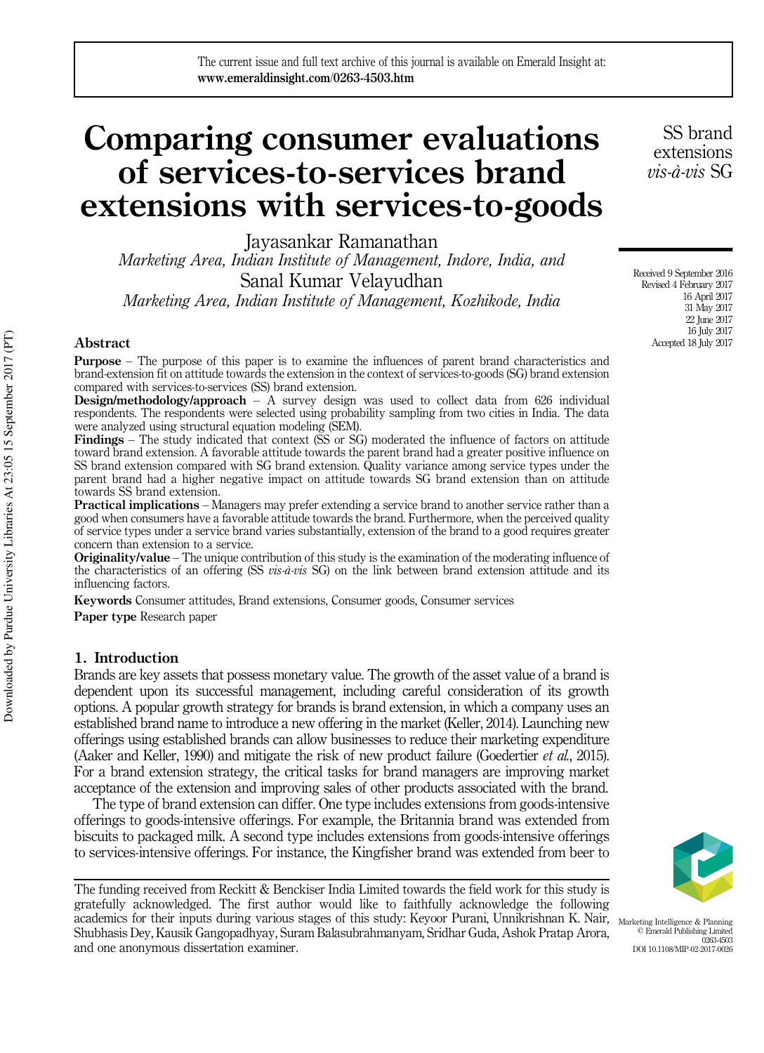# Comparing consumer evaluations of services-to-services brand extensions with services-to-goods

Jayasankar Ramanathan

*Marketing Area, Indian Institute of Management, Indore, India, and*

Sanal Kumar Velayudhan

*Marketing Area, Indian Institute of Management, Kozhikode, India*

Received 9 September 2016
Revised 4 February 2017
16 April 2017
31 May 2017
22 June 2017
16 July 2017
Accepted 18 July 2017

## Abstract

**Purpose** – The purpose of this paper is to examine the influences of parent brand characteristics and brand-extension fit on attitude towards the extension in the context of services-to-goods (SG) brand extension compared with services-to-services (SS) brand extension.

**Design/methodology/approach** – A survey design was used to collect data from 626 individual respondents. The respondents were selected using probability sampling from two cities in India. The data were analyzed using structural equation modeling (SEM).

**Findings** – The study indicated that context (SS or SG) moderated the influence of factors on attitude toward brand extension. A favorable attitude towards the parent brand had a greater positive influence on SS brand extension compared with SG brand extension. Quality variance among service types under the parent brand had a higher negative impact on attitude towards SG brand extension than on attitude towards SS brand extension.

**Practical implications** – Managers may prefer extending a service brand to another service rather than a good when consumers have a favorable attitude towards the brand. Furthermore, when the perceived quality of service types under a service brand varies substantially, extension of the brand to a good requires greater concern than extension to a service.

**Originality/value** – The unique contribution of this study is the examination of the moderating influence of the characteristics of an offering (SS *vis-à-vis* SG) on the link between brand extension attitude and its influencing factors.

**Keywords** Consumer attitudes, Brand extensions, Consumer goods, Consumer services

**Paper type** Research paper

## 1. Introduction

Brands are key assets that possess monetary value. The growth of the asset value of a brand is dependent upon its successful management, including careful consideration of its growth options. A popular growth strategy for brands is brand extension, in which a company uses an established brand name to introduce a new offering in the market (Keller, 2014). Launching new offerings using established brands can allow businesses to reduce their marketing expenditure (Aaker and Keller, 1990) and mitigate the risk of new product failure (Goedertier *et al.*, 2015). For a brand extension strategy, the critical tasks for brand managers are improving market acceptance of the extension and improving sales of other products associated with the brand.

The type of brand extension can differ. One type includes extensions from goods-intensive offerings to goods-intensive offerings. For example, the Britannia brand was extended from biscuits to packaged milk. A second type includes extensions from goods-intensive offerings to services-intensive offerings. For instance, the Kingfisher brand was extended from beer to

The funding received from Reckitt & Benckiser India Limited towards the field work for this study is gratefully acknowledged. The first author would like to faithfully acknowledge the following academics for their inputs during various stages of this study: Keyoor Purani, Unnikrishnan K. Nair, Shubhasis Dey, Kausik Gangopadhyay, Suram Balasubrahmanyam, Sridhar Guda, Ashok Pratap Arora, and one anonymous dissertation examiner.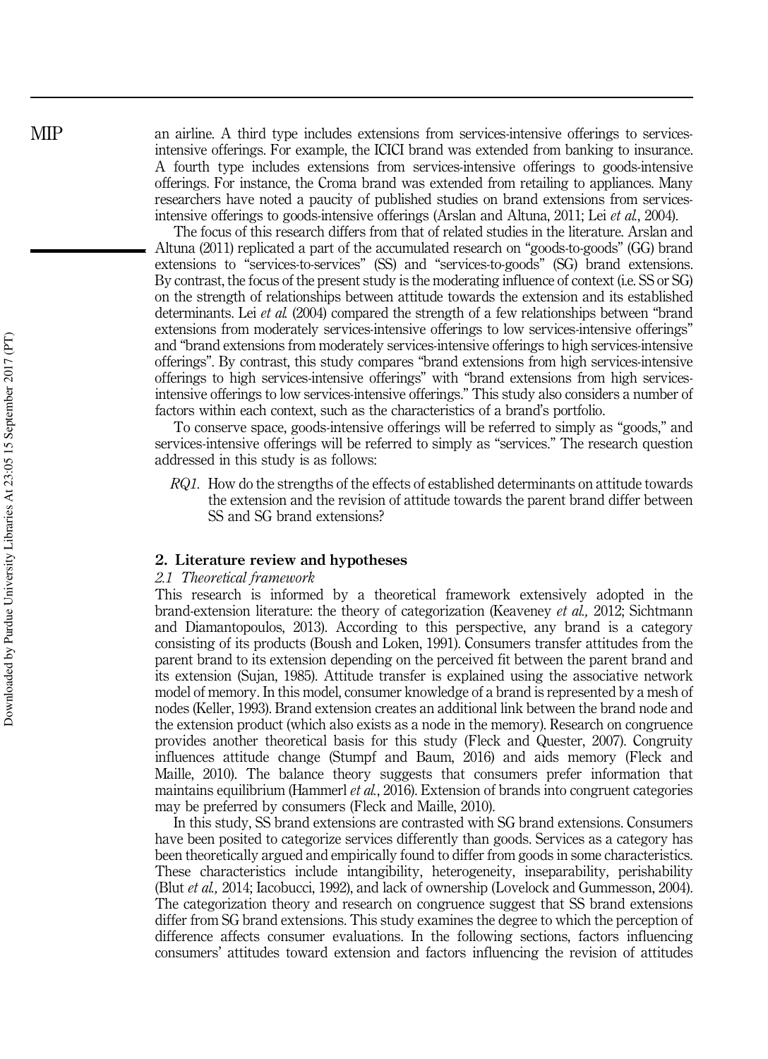an airline. A third type includes extensions from services-intensive offerings to services-intensive offerings. For example, the ICICI brand was extended from banking to insurance. A fourth type includes extensions from services-intensive offerings to goods-intensive offerings. For instance, the Croma brand was extended from retailing to appliances. Many researchers have noted a paucity of published studies on brand extensions from services-intensive offerings to goods-intensive offerings (Arslan and Altuna, 2011; Lei *et al.*, 2004).

The focus of this research differs from that of related studies in the literature. Arslan and Altuna (2011) replicated a part of the accumulated research on "goods-to-goods" (GG) brand extensions to "services-to-services" (SS) and "services-to-goods" (SG) brand extensions. By contrast, the focus of the present study is the moderating influence of context (i.e. SS or SG) on the strength of relationships between attitude towards the extension and its established determinants. Lei *et al.* (2004) compared the strength of a few relationships between "brand extensions from moderately services-intensive offerings to low services-intensive offerings" and "brand extensions from moderately services-intensive offerings to high services-intensive offerings". By contrast, this study compares "brand extensions from high services-intensive offerings to high services-intensive offerings" with "brand extensions from high services-intensive offerings to low services-intensive offerings." This study also considers a number of factors within each context, such as the characteristics of a brand's portfolio.

To conserve space, goods-intensive offerings will be referred to simply as "goods," and services-intensive offerings will be referred to simply as "services." The research question addressed in this study is as follows:

*RQ1.* How do the strengths of the effects of established determinants on attitude towards the extension and the revision of attitude towards the parent brand differ between SS and SG brand extensions?

## 2. Literature review and hypotheses

### *2.1 Theoretical framework*

This research is informed by a theoretical framework extensively adopted in the brand-extension literature: the theory of categorization (Keaveney *et al.,* 2012; Sichtmann and Diamantopoulos, 2013). According to this perspective, any brand is a category consisting of its products (Boush and Loken, 1991). Consumers transfer attitudes from the parent brand to its extension depending on the perceived fit between the parent brand and its extension (Sujan, 1985). Attitude transfer is explained using the associative network model of memory. In this model, consumer knowledge of a brand is represented by a mesh of nodes (Keller, 1993). Brand extension creates an additional link between the brand node and the extension product (which also exists as a node in the memory). Research on congruence provides another theoretical basis for this study (Fleck and Quester, 2007). Congruity influences attitude change (Stumpf and Baum, 2016) and aids memory (Fleck and Maille, 2010). The balance theory suggests that consumers prefer information that maintains equilibrium (Hammerl *et al.*, 2016). Extension of brands into congruent categories may be preferred by consumers (Fleck and Maille, 2010).

In this study, SS brand extensions are contrasted with SG brand extensions. Consumers have been posited to categorize services differently than goods. Services as a category has been theoretically argued and empirically found to differ from goods in some characteristics. These characteristics include intangibility, heterogeneity, inseparability, perishability (Blut *et al.,* 2014; Iacobucci, 1992), and lack of ownership (Lovelock and Gummesson, 2004). The categorization theory and research on congruence suggest that SS brand extensions differ from SG brand extensions. This study examines the degree to which the perception of difference affects consumer evaluations. In the following sections, factors influencing consumers' attitudes toward extension and factors influencing the revision of attitudes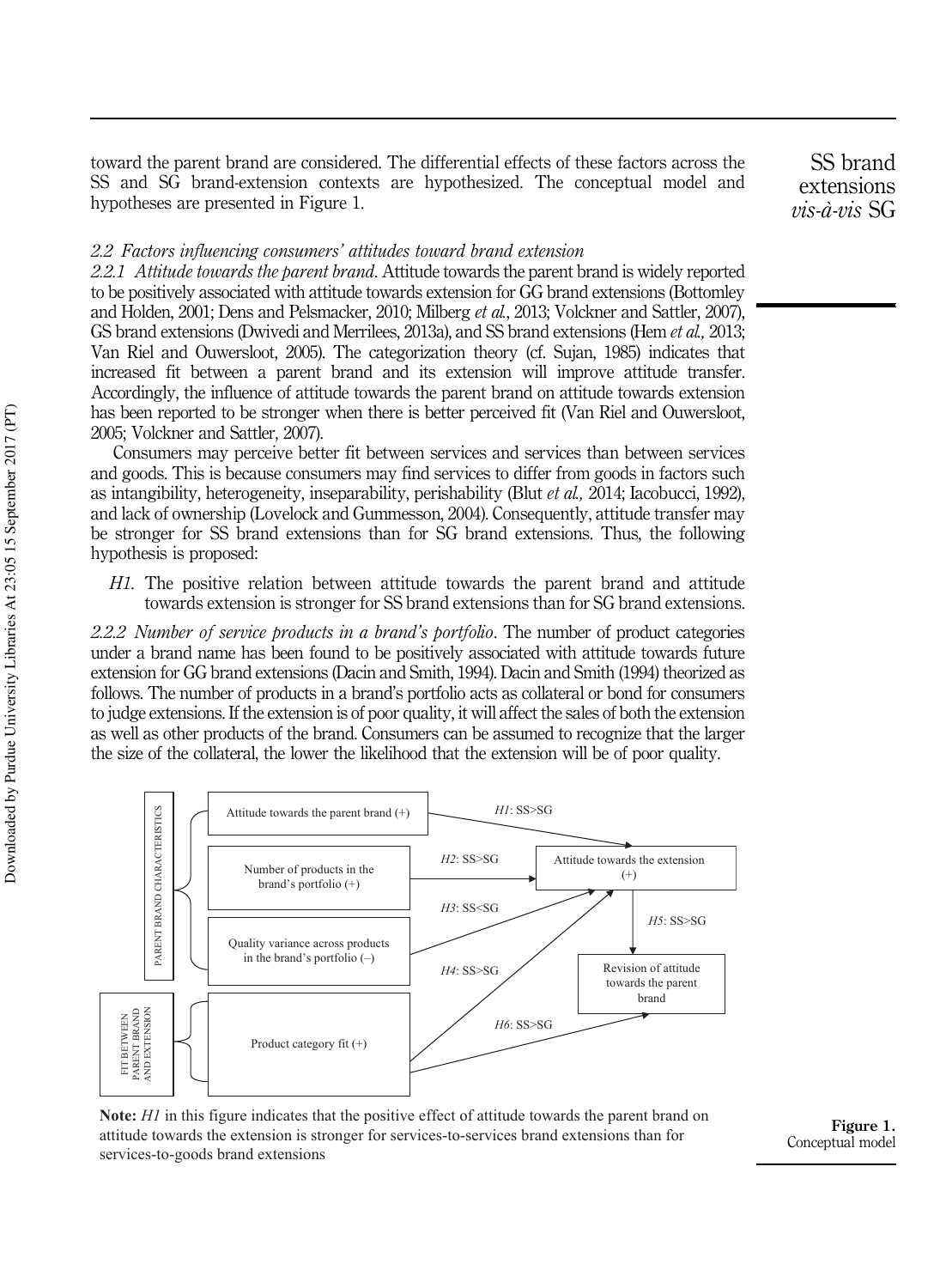toward the parent brand are considered. The differential effects of these factors across the SS and SG brand-extension contexts are hypothesized. The conceptual model and hypotheses are presented in Figure 1.

### *2.2 Factors influencing consumers' attitudes toward brand extension*

*2.2.1 Attitude towards the parent brand*. Attitude towards the parent brand is widely reported to be positively associated with attitude towards extension for GG brand extensions (Bottomley and Holden, 2001; Dens and Pelsmacker, 2010; Milberg *et al.*, 2013; Volckner and Sattler, 2007), GS brand extensions (Dwivedi and Merrilees, 2013a), and SS brand extensions (Hem *et al.,* 2013; Van Riel and Ouwersloot, 2005). The categorization theory (cf. Sujan, 1985) indicates that increased fit between a parent brand and its extension will improve attitude transfer. Accordingly, the influence of attitude towards the parent brand on attitude towards extension has been reported to be stronger when there is better perceived fit (Van Riel and Ouwersloot, 2005; Volckner and Sattler, 2007).

Consumers may perceive better fit between services and services than between services and goods. This is because consumers may find services to differ from goods in factors such as intangibility, heterogeneity, inseparability, perishability (Blut *et al.,* 2014; Iacobucci, 1992), and lack of ownership (Lovelock and Gummesson, 2004). Consequently, attitude transfer may be stronger for SS brand extensions than for SG brand extensions. Thus, the following hypothesis is proposed:

*H1*. The positive relation between attitude towards the parent brand and attitude towards extension is stronger for SS brand extensions than for SG brand extensions.

*2.2.2 Number of service products in a brand's portfolio*. The number of product categories under a brand name has been found to be positively associated with attitude towards future extension for GG brand extensions (Dacin and Smith, 1994). Dacin and Smith (1994) theorized as follows. The number of products in a brand's portfolio acts as collateral or bond for consumers to judge extensions. If the extension is of poor quality, it will affect the sales of both the extension as well as other products of the brand. Consumers can be assumed to recognize that the larger the size of the collateral, the lower the likelihood that the extension will be of poor quality.

PARENT BRAND CHARACTERISTICS: Attitude towards the parent brand (+); Number of products in the brand's portfolio (+); Quality variance across products in the brand's portfolio (–)

FIT BETWEEN PARENT BRAND AND EXTENSION: Product category fit (+)

Attitude towards the extension (+) → Revision of attitude towards the parent brand

*H1*: SS>SG; *H2*: SS>SG; *H3*: SS<SG; *H4*: SS>SG; *H5*: SS>SG; *H6*: SS>SG

**Note:** *H1* in this figure indicates that the positive effect of attitude towards the parent brand on attitude towards the extension is stronger for services-to-services brand extensions than for services-to-goods brand extensions

**Figure 1.** Conceptual model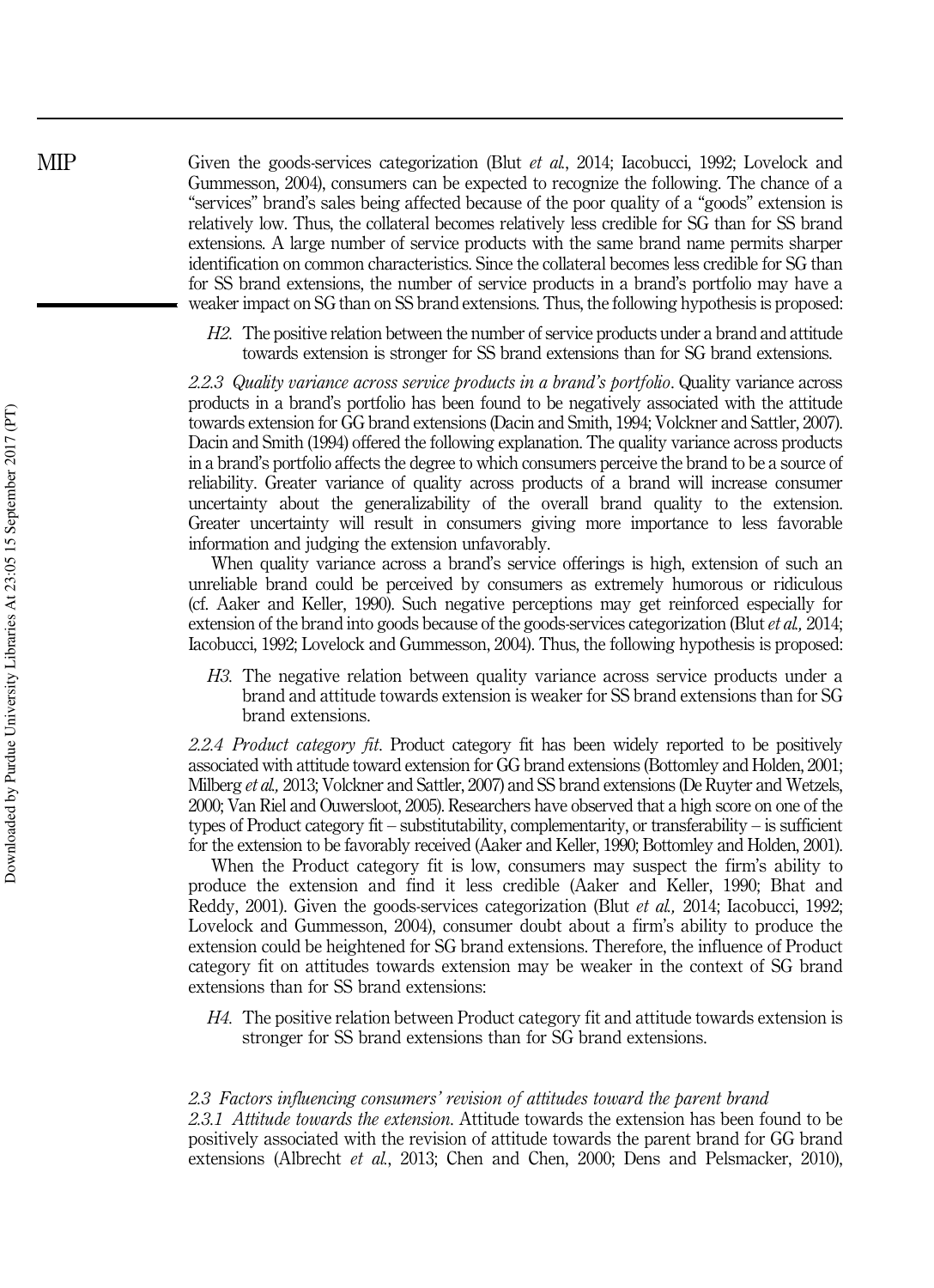Given the goods-services categorization (Blut *et al.*, 2014; Iacobucci, 1992; Lovelock and Gummesson, 2004), consumers can be expected to recognize the following. The chance of a "services" brand's sales being affected because of the poor quality of a "goods" extension is relatively low. Thus, the collateral becomes relatively less credible for SG than for SS brand extensions. A large number of service products with the same brand name permits sharper identification on common characteristics. Since the collateral becomes less credible for SG than for SS brand extensions, the number of service products in a brand's portfolio may have a weaker impact on SG than on SS brand extensions. Thus, the following hypothesis is proposed:

> *H2*. The positive relation between the number of service products under a brand and attitude towards extension is stronger for SS brand extensions than for SG brand extensions.

*2.2.3 Quality variance across service products in a brand's portfolio*. Quality variance across products in a brand's portfolio has been found to be negatively associated with the attitude towards extension for GG brand extensions (Dacin and Smith, 1994; Volckner and Sattler, 2007). Dacin and Smith (1994) offered the following explanation. The quality variance across products in a brand's portfolio affects the degree to which consumers perceive the brand to be a source of reliability. Greater variance of quality across products of a brand will increase consumer uncertainty about the generalizability of the overall brand quality to the extension. Greater uncertainty will result in consumers giving more importance to less favorable information and judging the extension unfavorably.

When quality variance across a brand's service offerings is high, extension of such an unreliable brand could be perceived by consumers as extremely humorous or ridiculous (cf. Aaker and Keller, 1990). Such negative perceptions may get reinforced especially for extension of the brand into goods because of the goods-services categorization (Blut *et al.,* 2014; Iacobucci, 1992; Lovelock and Gummesson, 2004). Thus, the following hypothesis is proposed:

> *H3*. The negative relation between quality variance across service products under a brand and attitude towards extension is weaker for SS brand extensions than for SG brand extensions.

*2.2.4 Product category fit*. Product category fit has been widely reported to be positively associated with attitude toward extension for GG brand extensions (Bottomley and Holden, 2001; Milberg *et al.,* 2013; Volckner and Sattler, 2007) and SS brand extensions (De Ruyter and Wetzels, 2000; Van Riel and Ouwersloot, 2005). Researchers have observed that a high score on one of the types of Product category fit – substitutability, complementarity, or transferability – is sufficient for the extension to be favorably received (Aaker and Keller, 1990; Bottomley and Holden, 2001).

When the Product category fit is low, consumers may suspect the firm's ability to produce the extension and find it less credible (Aaker and Keller, 1990; Bhat and Reddy, 2001). Given the goods-services categorization (Blut *et al.,* 2014; Iacobucci, 1992; Lovelock and Gummesson, 2004), consumer doubt about a firm's ability to produce the extension could be heightened for SG brand extensions. Therefore, the influence of Product category fit on attitudes towards extension may be weaker in the context of SG brand extensions than for SS brand extensions:

> *H4*. The positive relation between Product category fit and attitude towards extension is stronger for SS brand extensions than for SG brand extensions.

### *2.3 Factors influencing consumers' revision of attitudes toward the parent brand*

*2.3.1 Attitude towards the extension*. Attitude towards the extension has been found to be positively associated with the revision of attitude towards the parent brand for GG brand extensions (Albrecht *et al.*, 2013; Chen and Chen, 2000; Dens and Pelsmacker, 2010),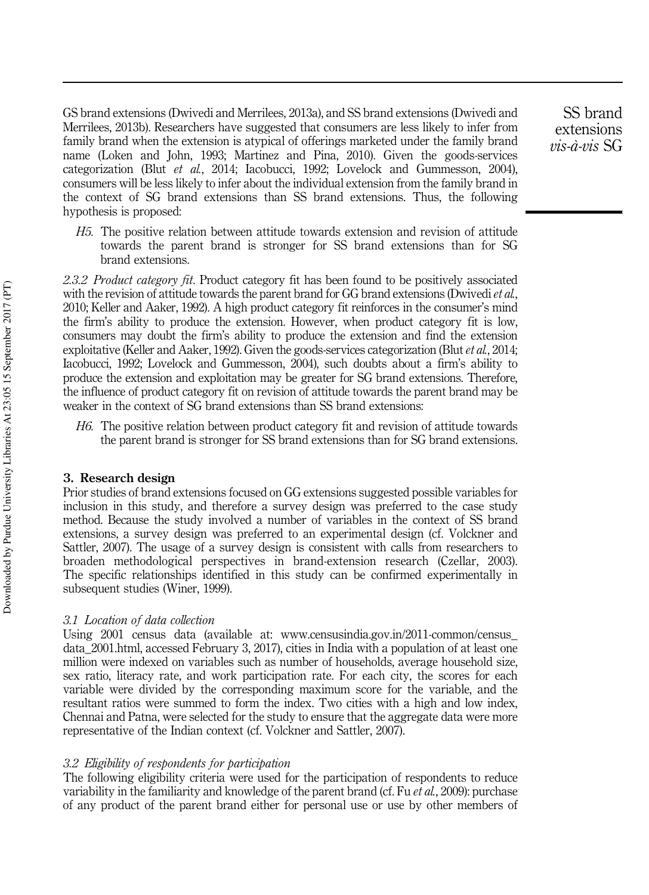GS brand extensions (Dwivedi and Merrilees, 2013a), and SS brand extensions (Dwivedi and Merrilees, 2013b). Researchers have suggested that consumers are less likely to infer from family brand when the extension is atypical of offerings marketed under the family brand name (Loken and John, 1993; Martinez and Pina, 2010). Given the goods-services categorization (Blut *et al.*, 2014; Iacobucci, 1992; Lovelock and Gummesson, 2004), consumers will be less likely to infer about the individual extension from the family brand in the context of SG brand extensions than SS brand extensions. Thus, the following hypothesis is proposed:

*H5*. The positive relation between attitude towards extension and revision of attitude towards the parent brand is stronger for SS brand extensions than for SG brand extensions.

*2.3.2 Product category fit*. Product category fit has been found to be positively associated with the revision of attitude towards the parent brand for GG brand extensions (Dwivedi *et al.*, 2010; Keller and Aaker, 1992). A high product category fit reinforces in the consumer's mind the firm's ability to produce the extension. However, when product category fit is low, consumers may doubt the firm's ability to produce the extension and find the extension exploitative (Keller and Aaker, 1992). Given the goods-services categorization (Blut *et al.*, 2014; Iacobucci, 1992; Lovelock and Gummesson, 2004), such doubts about a firm's ability to produce the extension and exploitation may be greater for SG brand extensions. Therefore, the influence of product category fit on revision of attitude towards the parent brand may be weaker in the context of SG brand extensions than SS brand extensions:

*H6*. The positive relation between product category fit and revision of attitude towards the parent brand is stronger for SS brand extensions than for SG brand extensions.

## 3. Research design

Prior studies of brand extensions focused on GG extensions suggested possible variables for inclusion in this study, and therefore a survey design was preferred to the case study method. Because the study involved a number of variables in the context of SS brand extensions, a survey design was preferred to an experimental design (cf. Volckner and Sattler, 2007). The usage of a survey design is consistent with calls from researchers to broaden methodological perspectives in brand-extension research (Czellar, 2003). The specific relationships identified in this study can be confirmed experimentally in subsequent studies (Winer, 1999).

### *3.1 Location of data collection*

Using 2001 census data (available at: www.censusindia.gov.in/2011-common/census_data_2001.html, accessed February 3, 2017), cities in India with a population of at least one million were indexed on variables such as number of households, average household size, sex ratio, literacy rate, and work participation rate. For each city, the scores for each variable were divided by the corresponding maximum score for the variable, and the resultant ratios were summed to form the index. Two cities with a high and low index, Chennai and Patna, were selected for the study to ensure that the aggregate data were more representative of the Indian context (cf. Volckner and Sattler, 2007).

### *3.2 Eligibility of respondents for participation*

The following eligibility criteria were used for the participation of respondents to reduce variability in the familiarity and knowledge of the parent brand (cf. Fu *et al.*, 2009): purchase of any product of the parent brand either for personal use or use by other members of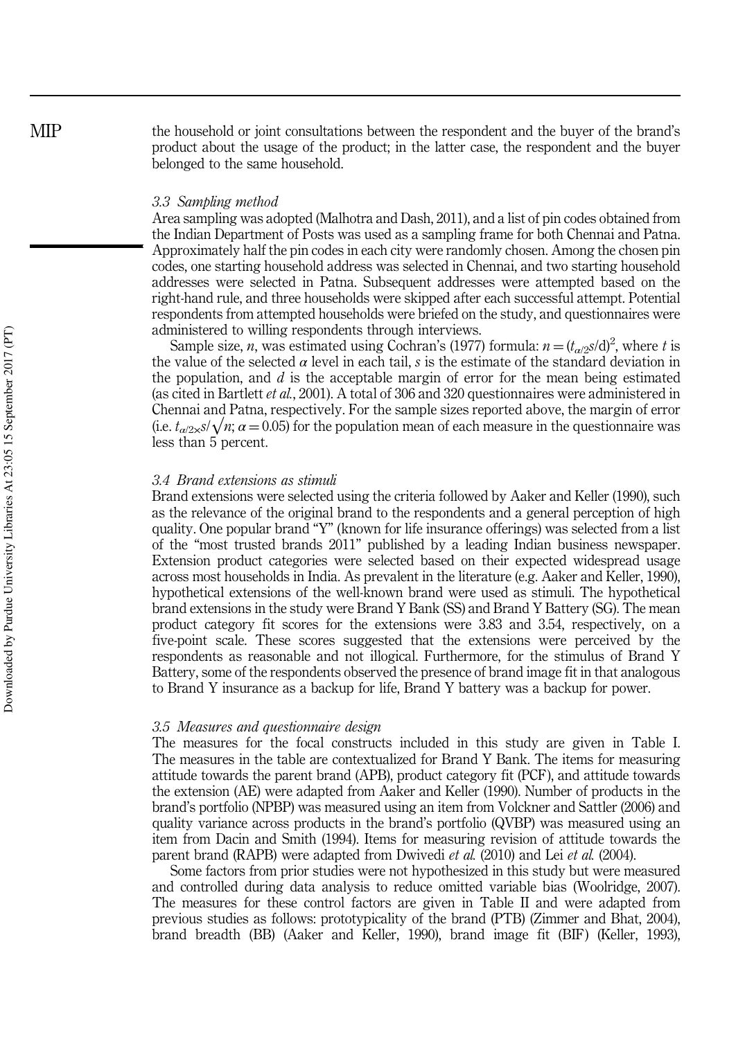the household or joint consultations between the respondent and the buyer of the brand's product about the usage of the product; in the latter case, the respondent and the buyer belonged to the same household.

### *3.3 Sampling method*

Area sampling was adopted (Malhotra and Dash, 2011), and a list of pin codes obtained from the Indian Department of Posts was used as a sampling frame for both Chennai and Patna. Approximately half the pin codes in each city were randomly chosen. Among the chosen pin codes, one starting household address was selected in Chennai, and two starting household addresses were selected in Patna. Subsequent addresses were attempted based on the right-hand rule, and three households were skipped after each successful attempt. Potential respondents from attempted households were briefed on the study, and questionnaires were administered to willing respondents through interviews.

Sample size, $n$, was estimated using Cochran's (1977) formula: $n = (t_{\alpha/2}s/\mathrm{d})^2$, where $t$ is the value of the selected $\alpha$ level in each tail, $s$ is the estimate of the standard deviation in the population, and $d$ is the acceptable margin of error for the mean being estimated (as cited in Bartlett *et al.*, 2001). A total of 306 and 320 questionnaires were administered in Chennai and Patna, respectively. For the sample sizes reported above, the margin of error (i.e. $t_{\alpha/2} \times s/\sqrt{n}$; $\alpha = 0.05$) for the population mean of each measure in the questionnaire was less than 5 percent.

### *3.4 Brand extensions as stimuli*

Brand extensions were selected using the criteria followed by Aaker and Keller (1990), such as the relevance of the original brand to the respondents and a general perception of high quality. One popular brand "Y" (known for life insurance offerings) was selected from a list of the "most trusted brands 2011" published by a leading Indian business newspaper. Extension product categories were selected based on their expected widespread usage across most households in India. As prevalent in the literature (e.g. Aaker and Keller, 1990), hypothetical extensions of the well-known brand were used as stimuli. The hypothetical brand extensions in the study were Brand Y Bank (SS) and Brand Y Battery (SG). The mean product category fit scores for the extensions were 3.83 and 3.54, respectively, on a five-point scale. These scores suggested that the extensions were perceived by the respondents as reasonable and not illogical. Furthermore, for the stimulus of Brand Y Battery, some of the respondents observed the presence of brand image fit in that analogous to Brand Y insurance as a backup for life, Brand Y battery was a backup for power.

### *3.5 Measures and questionnaire design*

The measures for the focal constructs included in this study are given in Table I. The measures in the table are contextualized for Brand Y Bank. The items for measuring attitude towards the parent brand (APB), product category fit (PCF), and attitude towards the extension (AE) were adapted from Aaker and Keller (1990). Number of products in the brand's portfolio (NPBP) was measured using an item from Volckner and Sattler (2006) and quality variance across products in the brand's portfolio (QVBP) was measured using an item from Dacin and Smith (1994). Items for measuring revision of attitude towards the parent brand (RAPB) were adapted from Dwivedi *et al.* (2010) and Lei *et al.* (2004).

Some factors from prior studies were not hypothesized in this study but were measured and controlled during data analysis to reduce omitted variable bias (Woolridge, 2007). The measures for these control factors are given in Table II and were adapted from previous studies as follows: prototypicality of the brand (PTB) (Zimmer and Bhat, 2004), brand breadth (BB) (Aaker and Keller, 1990), brand image fit (BIF) (Keller, 1993),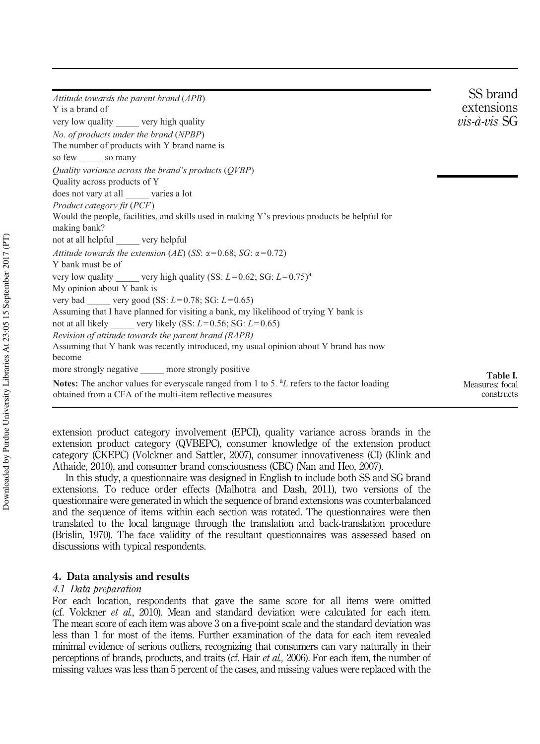| *Attitude towards the parent brand* (*APB*) |
|---|
| Y is a brand of |
| very low quality _____ very high quality |
| *No. of products under the brand* (*NPBP*) |
| The number of products with Y brand name is |
| so few _____ so many |
| *Quality variance across the brand's products* (*QVBP*) |
| Quality across products of Y |
| does not vary at all _____ varies a lot |
| *Product category fit* (*PCF*) |
| Would the people, facilities, and skills used in making Y's previous products be helpful for making bank? |
| not at all helpful _____ very helpful |
| *Attitude towards the extension* (*AE*) (*SS*: $\alpha = 0.68$; *SG*: $\alpha = 0.72$) |
| Y bank must be of |
| very low quality _____ very high quality (SS: $L = 0.62$; SG: $L = 0.75$)[a] |
| My opinion about Y bank is |
| very bad _____ very good (SS: $L = 0.78$; SG: $L = 0.65$) |
| Assuming that I have planned for visiting a bank, my likelihood of trying Y bank is |
| not at all likely _____ very likely (SS: $L = 0.56$; SG: $L = 0.65$) |
| *Revision of attitude towards the parent brand (RAPB)* |
| Assuming that Y bank was recently introduced, my usual opinion about Y brand has now become |
| more strongly negative _____ more strongly positive |

**Notes:** The anchor values for everyscale ranged from 1 to 5. [a]*L* refers to the factor loading obtained from a CFA of the multi-item reflective measures

**Table I.** Measures: focal constructs

extension product category involvement (EPCI), quality variance across brands in the extension product category (QVBEPC), consumer knowledge of the extension product category (CKEPC) (Volckner and Sattler, 2007), consumer innovativeness (CI) (Klink and Athaide, 2010), and consumer brand consciousness (CBC) (Nan and Heo, 2007).

In this study, a questionnaire was designed in English to include both SS and SG brand extensions. To reduce order effects (Malhotra and Dash, 2011), two versions of the questionnaire were generated in which the sequence of brand extensions was counterbalanced and the sequence of items within each section was rotated. The questionnaires were then translated to the local language through the translation and back-translation procedure (Brislin, 1970). The face validity of the resultant questionnaires was assessed based on discussions with typical respondents.

## 4. Data analysis and results

### *4.1 Data preparation*

For each location, respondents that gave the same score for all items were omitted (cf. Volckner *et al.*, 2010). Mean and standard deviation were calculated for each item. The mean score of each item was above 3 on a five-point scale and the standard deviation was less than 1 for most of the items. Further examination of the data for each item revealed minimal evidence of serious outliers, recognizing that consumers can vary naturally in their perceptions of brands, products, and traits (cf. Hair *et al.,* 2006). For each item, the number of missing values was less than 5 percent of the cases, and missing values were replaced with the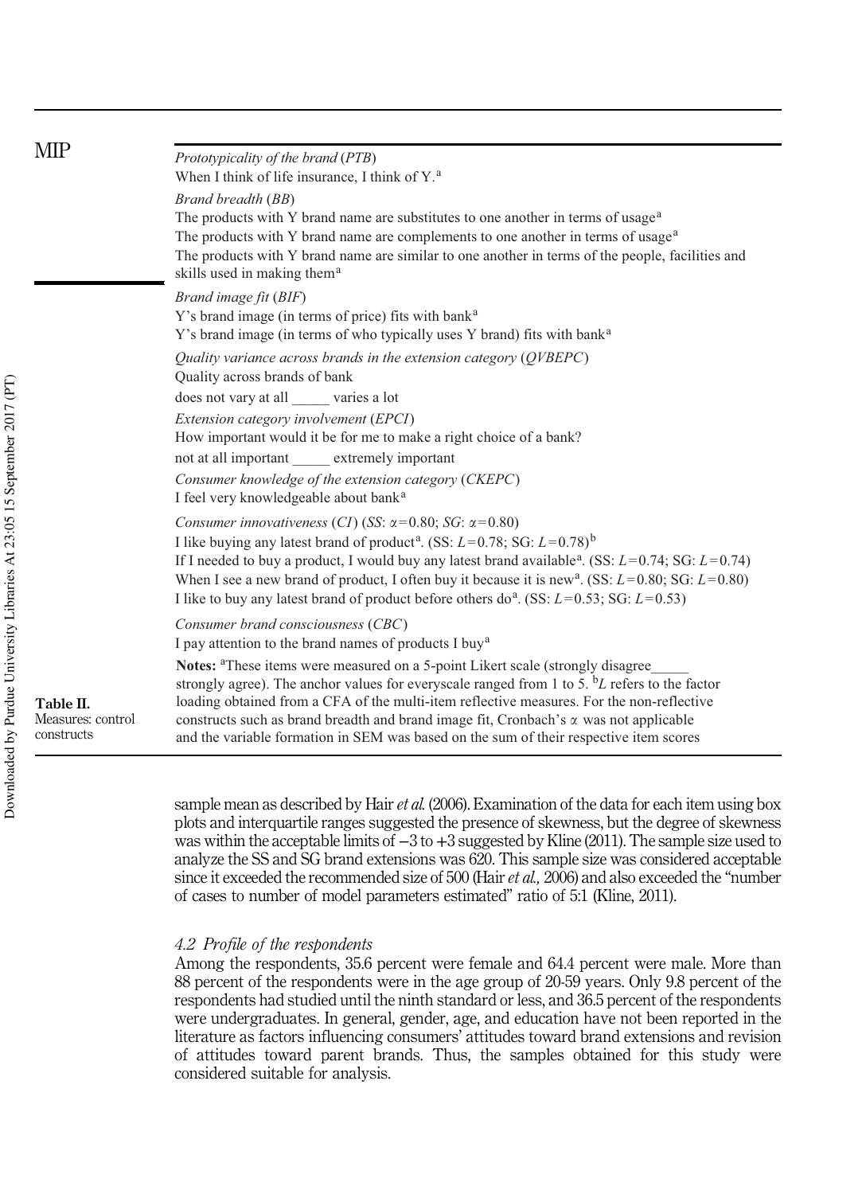**Table II.** Measures: control constructs

*Prototypicality of the brand* (*PTB*)
When I think of life insurance, I think of Y.[a]

*Brand breadth* (*BB*)
The products with Y brand name are substitutes to one another in terms of usage[a]
The products with Y brand name are complements to one another in terms of usage[a]
The products with Y brand name are similar to one another in terms of the people, facilities and skills used in making them[a]

*Brand image fit* (*BIF*)
Y's brand image (in terms of price) fits with bank[a]
Y's brand image (in terms of who typically uses Y brand) fits with bank[a]

*Quality variance across brands in the extension category* (*QVBEPC*)
Quality across brands of bank
does not vary at all _____ varies a lot

*Extension category involvement* (*EPCI*)
How important would it be for me to make a right choice of a bank?
not at all important _____ extremely important

*Consumer knowledge of the extension category* (*CKEPC*)
I feel very knowledgeable about bank[a]

*Consumer innovativeness* (*CI*) (*SS*: $\alpha = 0.80$; *SG*: $\alpha = 0.80$)
I like buying any latest brand of product[a]. (SS: $L = 0.78$; SG: $L = 0.78$)[b]
If I needed to buy a product, I would buy any latest brand available[a]. (SS: $L = 0.74$; SG: $L = 0.74$)
When I see a new brand of product, I often buy it because it is new[a]. (SS: $L = 0.80$; SG: $L = 0.80$)
I like to buy any latest brand of product before others do[a]. (SS: $L = 0.53$; SG: $L = 0.53$)

*Consumer brand consciousness* (*CBC*)
I pay attention to the brand names of products I buy[a]

**Notes:** [a]These items were measured on a 5-point Likert scale (strongly disagree_____ strongly agree). The anchor values for everyscale ranged from 1 to 5. [b]*L* refers to the factor loading obtained from a CFA of the multi-item reflective measures. For the non-reflective constructs such as brand breadth and brand image fit, Cronbach's $\alpha$ was not applicable and the variable formation in SEM was based on the sum of their respective item scores

sample mean as described by Hair *et al.* (2006). Examination of the data for each item using box plots and interquartile ranges suggested the presence of skewness, but the degree of skewness was within the acceptable limits of −3 to +3 suggested by Kline (2011). The sample size used to analyze the SS and SG brand extensions was 620. This sample size was considered acceptable since it exceeded the recommended size of 500 (Hair *et al.*, 2006) and also exceeded the "number of cases to number of model parameters estimated" ratio of 5:1 (Kline, 2011).

### *4.2 Profile of the respondents*

Among the respondents, 35.6 percent were female and 64.4 percent were male. More than 88 percent of the respondents were in the age group of 20-59 years. Only 9.8 percent of the respondents had studied until the ninth standard or less, and 36.5 percent of the respondents were undergraduates. In general, gender, age, and education have not been reported in the literature as factors influencing consumers' attitudes toward brand extensions and revision of attitudes toward parent brands. Thus, the samples obtained for this study were considered suitable for analysis.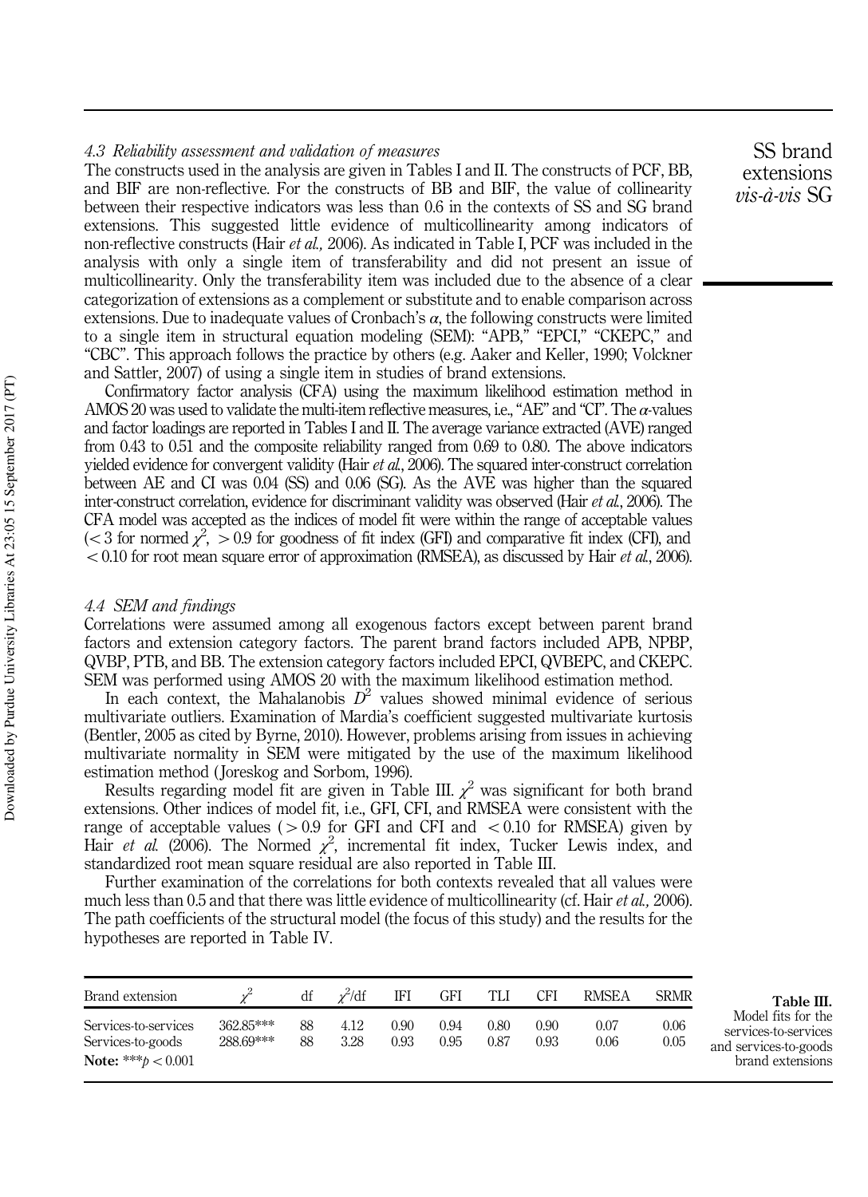### 4.3 Reliability assessment and validation of measures

The constructs used in the analysis are given in Tables I and II. The constructs of PCF, BB, and BIF are non-reflective. For the constructs of BB and BIF, the value of collinearity between their respective indicators was less than 0.6 in the contexts of SS and SG brand extensions. This suggested little evidence of multicollinearity among indicators of non-reflective constructs (Hair *et al.,* 2006). As indicated in Table I, PCF was included in the analysis with only a single item of transferability and did not present an issue of multicollinearity. Only the transferability item was included due to the absence of a clear categorization of extensions as a complement or substitute and to enable comparison across extensions. Due to inadequate values of Cronbach's $\alpha$, the following constructs were limited to a single item in structural equation modeling (SEM): "APB," "EPCI," "CKEPC," and "CBC". This approach follows the practice by others (e.g. Aaker and Keller, 1990; Volckner and Sattler, 2007) of using a single item in studies of brand extensions.

Confirmatory factor analysis (CFA) using the maximum likelihood estimation method in AMOS 20 was used to validate the multi-item reflective measures, i.e., "AE" and "CI". The $\alpha$-values and factor loadings are reported in Tables I and II. The average variance extracted (AVE) ranged from 0.43 to 0.51 and the composite reliability ranged from 0.69 to 0.80. The above indicators yielded evidence for convergent validity (Hair *et al.*, 2006). The squared inter-construct correlation between AE and CI was 0.04 (SS) and 0.06 (SG). As the AVE was higher than the squared inter-construct correlation, evidence for discriminant validity was observed (Hair *et al.*, 2006). The CFA model was accepted as the indices of model fit were within the range of acceptable values ($<3$ for normed $\chi^2$, $>0.9$ for goodness of fit index (GFI) and comparative fit index (CFI), and $<0.10$ for root mean square error of approximation (RMSEA), as discussed by Hair *et al.*, 2006).

### 4.4 SEM and findings

Correlations were assumed among all exogenous factors except between parent brand factors and extension category factors. The parent brand factors included APB, NPBP, QVBP, PTB, and BB. The extension category factors included EPCI, QVBEPC, and CKEPC. SEM was performed using AMOS 20 with the maximum likelihood estimation method.

In each context, the Mahalanobis $D^2$ values showed minimal evidence of serious multivariate outliers. Examination of Mardia's coefficient suggested multivariate kurtosis (Bentler, 2005 as cited by Byrne, 2010). However, problems arising from issues in achieving multivariate normality in SEM were mitigated by the use of the maximum likelihood estimation method (Joreskog and Sorbom, 1996).

Results regarding model fit are given in Table III. $\chi^2$ was significant for both brand extensions. Other indices of model fit, i.e., GFI, CFI, and RMSEA were consistent with the range of acceptable values ($>0.9$ for GFI and CFI and $<0.10$ for RMSEA) given by Hair *et al.* (2006). The Normed $\chi^2$, incremental fit index, Tucker Lewis index, and standardized root mean square residual are also reported in Table III.

Further examination of the correlations for both contexts revealed that all values were much less than 0.5 and that there was little evidence of multicollinearity (cf. Hair *et al.,* 2006). The path coefficients of the structural model (the focus of this study) and the results for the hypotheses are reported in Table IV.

| Brand extension | $\chi^2$ | df | $\chi^2$/df | IFI | GFI | TLI | CFI | RMSEA | SRMR |
|---|---|---|---|---|---|---|---|---|---|
| Services-to-services | 362.85*** | 88 | 4.12 | 0.90 | 0.94 | 0.80 | 0.90 | 0.07 | 0.06 |
| Services-to-goods | 288.69*** | 88 | 3.28 | 0.93 | 0.95 | 0.87 | 0.93 | 0.06 | 0.05 |

**Note:** ***$p<0.001$

**Table III.** Model fits for the services-to-services and services-to-goods brand extensions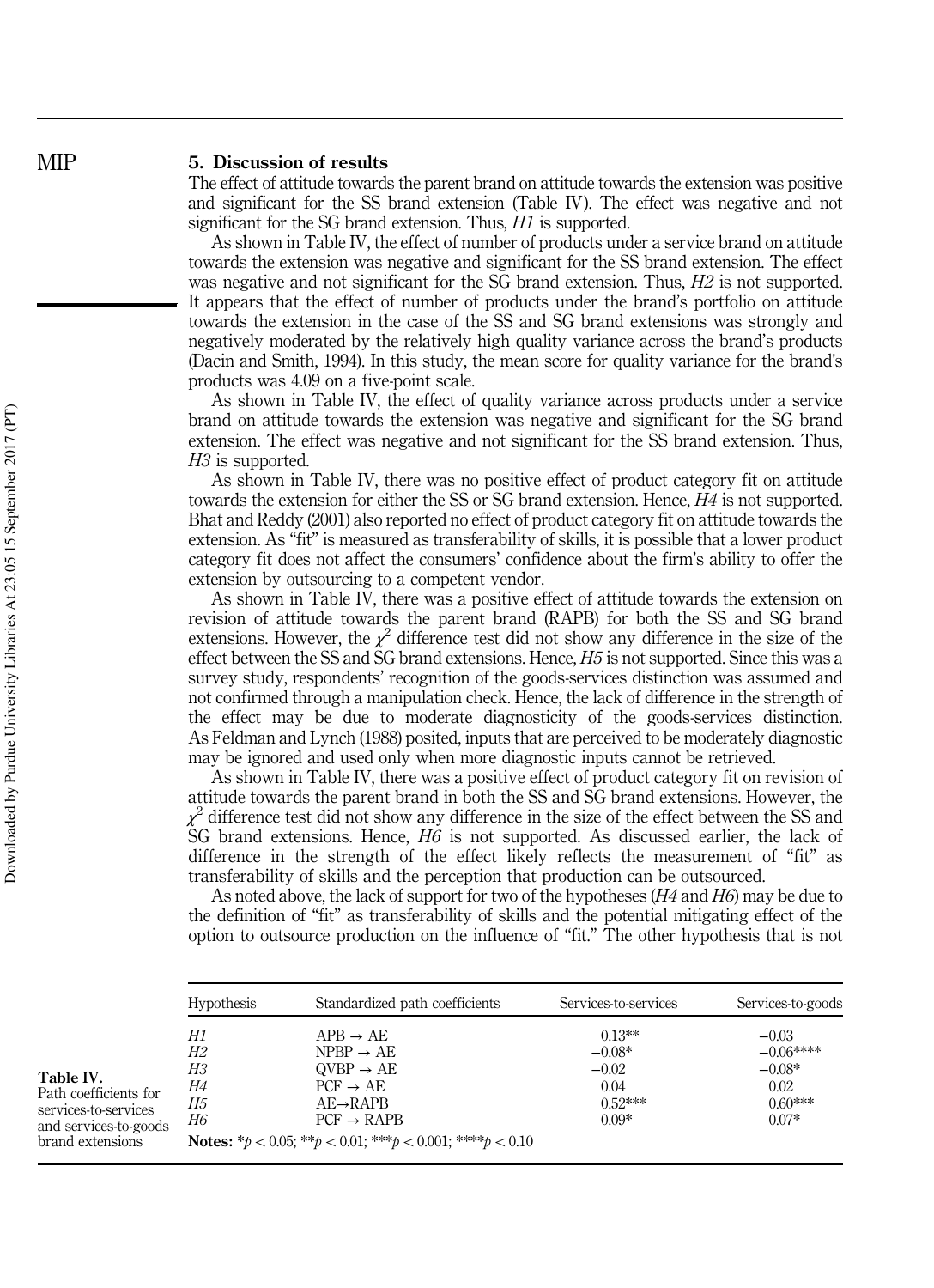## 5. Discussion of results

The effect of attitude towards the parent brand on attitude towards the extension was positive and significant for the SS brand extension (Table IV). The effect was negative and not significant for the SG brand extension. Thus, *H1* is supported.

As shown in Table IV, the effect of number of products under a service brand on attitude towards the extension was negative and significant for the SS brand extension. The effect was negative and not significant for the SG brand extension. Thus, *H2* is not supported. It appears that the effect of number of products under the brand's portfolio on attitude towards the extension in the case of the SS and SG brand extensions was strongly and negatively moderated by the relatively high quality variance across the brand's products (Dacin and Smith, 1994). In this study, the mean score for quality variance for the brand's products was 4.09 on a five-point scale.

As shown in Table IV, the effect of quality variance across products under a service brand on attitude towards the extension was negative and significant for the SG brand extension. The effect was negative and not significant for the SS brand extension. Thus, *H3* is supported.

As shown in Table IV, there was no positive effect of product category fit on attitude towards the extension for either the SS or SG brand extension. Hence, *H4* is not supported. Bhat and Reddy (2001) also reported no effect of product category fit on attitude towards the extension. As "fit" is measured as transferability of skills, it is possible that a lower product category fit does not affect the consumers' confidence about the firm's ability to offer the extension by outsourcing to a competent vendor.

As shown in Table IV, there was a positive effect of attitude towards the extension on revision of attitude towards the parent brand (RAPB) for both the SS and SG brand extensions. However, the $\chi^2$ difference test did not show any difference in the size of the effect between the SS and SG brand extensions. Hence, *H5* is not supported. Since this was a survey study, respondents' recognition of the goods-services distinction was assumed and not confirmed through a manipulation check. Hence, the lack of difference in the strength of the effect may be due to moderate diagnosticity of the goods-services distinction. As Feldman and Lynch (1988) posited, inputs that are perceived to be moderately diagnostic may be ignored and used only when more diagnostic inputs cannot be retrieved.

As shown in Table IV, there was a positive effect of product category fit on revision of attitude towards the parent brand in both the SS and SG brand extensions. However, the $\chi^2$ difference test did not show any difference in the size of the effect between the SS and SG brand extensions. Hence, *H6* is not supported. As discussed earlier, the lack of difference in the strength of the effect likely reflects the measurement of "fit" as transferability of skills and the perception that production can be outsourced.

As noted above, the lack of support for two of the hypotheses (*H4* and *H6*) may be due to the definition of "fit" as transferability of skills and the potential mitigating effect of the option to outsource production on the influence of "fit." The other hypothesis that is not

**Table IV.** Path coefficients for services-to-services and services-to-goods brand extensions

| Hypothesis | Standardized path coefficients | Services-to-services | Services-to-goods |
|---|---|---|---|
| *H1* | APB → AE | 0.13** | −0.03 |
| *H2* | NPBP → AE | −0.08* | −0.06**** |
| *H3* | QVBP → AE | −0.02 | −0.08* |
| *H4* | PCF → AE | 0.04 | 0.02 |
| *H5* | AE→RAPB | 0.52*** | 0.60*** |
| *H6* | PCF → RAPB | 0.09* | 0.07* |

**Notes:** *$p < 0.05$; **$p < 0.01$; ***$p < 0.001$; ****$p < 0.10$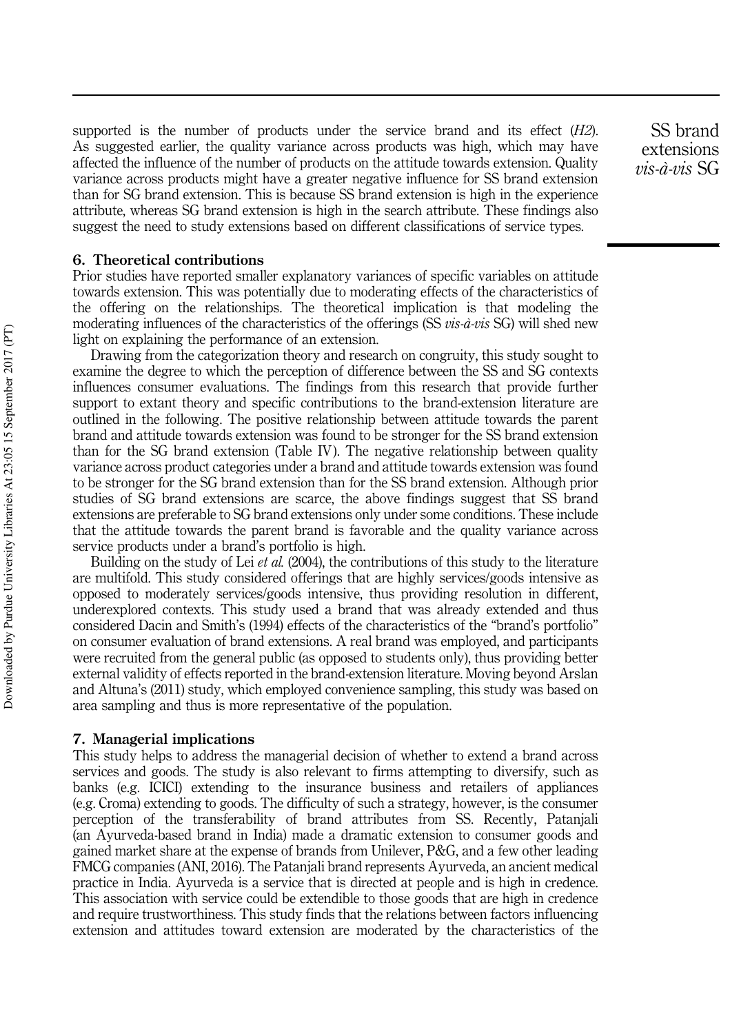supported is the number of products under the service brand and its effect (*H2*). As suggested earlier, the quality variance across products was high, which may have affected the influence of the number of products on the attitude towards extension. Quality variance across products might have a greater negative influence for SS brand extension than for SG brand extension. This is because SS brand extension is high in the experience attribute, whereas SG brand extension is high in the search attribute. These findings also suggest the need to study extensions based on different classifications of service types.

## 6. Theoretical contributions

Prior studies have reported smaller explanatory variances of specific variables on attitude towards extension. This was potentially due to moderating effects of the characteristics of the offering on the relationships. The theoretical implication is that modeling the moderating influences of the characteristics of the offerings (SS *vis-à-vis* SG) will shed new light on explaining the performance of an extension.

Drawing from the categorization theory and research on congruity, this study sought to examine the degree to which the perception of difference between the SS and SG contexts influences consumer evaluations. The findings from this research that provide further support to extant theory and specific contributions to the brand-extension literature are outlined in the following. The positive relationship between attitude towards the parent brand and attitude towards extension was found to be stronger for the SS brand extension than for the SG brand extension (Table IV). The negative relationship between quality variance across product categories under a brand and attitude towards extension was found to be stronger for the SG brand extension than for the SS brand extension. Although prior studies of SG brand extensions are scarce, the above findings suggest that SS brand extensions are preferable to SG brand extensions only under some conditions. These include that the attitude towards the parent brand is favorable and the quality variance across service products under a brand's portfolio is high.

Building on the study of Lei *et al.* (2004), the contributions of this study to the literature are multifold. This study considered offerings that are highly services/goods intensive as opposed to moderately services/goods intensive, thus providing resolution in different, underexplored contexts. This study used a brand that was already extended and thus considered Dacin and Smith's (1994) effects of the characteristics of the "brand's portfolio" on consumer evaluation of brand extensions. A real brand was employed, and participants were recruited from the general public (as opposed to students only), thus providing better external validity of effects reported in the brand-extension literature. Moving beyond Arslan and Altuna's (2011) study, which employed convenience sampling, this study was based on area sampling and thus is more representative of the population.

## 7. Managerial implications

This study helps to address the managerial decision of whether to extend a brand across services and goods. The study is also relevant to firms attempting to diversify, such as banks (e.g. ICICI) extending to the insurance business and retailers of appliances (e.g. Croma) extending to goods. The difficulty of such a strategy, however, is the consumer perception of the transferability of brand attributes from SS. Recently, Patanjali (an Ayurveda-based brand in India) made a dramatic extension to consumer goods and gained market share at the expense of brands from Unilever, P&G, and a few other leading FMCG companies (ANI, 2016). The Patanjali brand represents Ayurveda, an ancient medical practice in India. Ayurveda is a service that is directed at people and is high in credence. This association with service could be extendible to those goods that are high in credence and require trustworthiness. This study finds that the relations between factors influencing extension and attitudes toward extension are moderated by the characteristics of the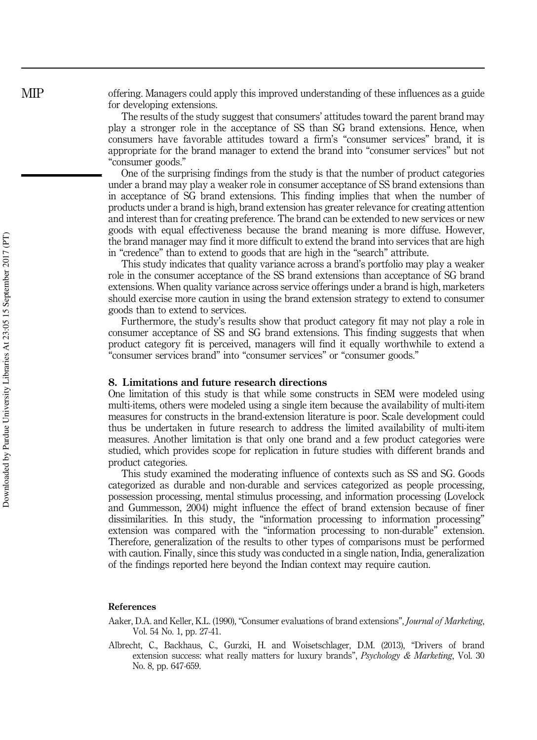offering. Managers could apply this improved understanding of these influences as a guide for developing extensions.

The results of the study suggest that consumers' attitudes toward the parent brand may play a stronger role in the acceptance of SS than SG brand extensions. Hence, when consumers have favorable attitudes toward a firm's "consumer services" brand, it is appropriate for the brand manager to extend the brand into "consumer services" but not "consumer goods."

One of the surprising findings from the study is that the number of product categories under a brand may play a weaker role in consumer acceptance of SS brand extensions than in acceptance of SG brand extensions. This finding implies that when the number of products under a brand is high, brand extension has greater relevance for creating attention and interest than for creating preference. The brand can be extended to new services or new goods with equal effectiveness because the brand meaning is more diffuse. However, the brand manager may find it more difficult to extend the brand into services that are high in "credence" than to extend to goods that are high in the "search" attribute.

This study indicates that quality variance across a brand's portfolio may play a weaker role in the consumer acceptance of the SS brand extensions than acceptance of SG brand extensions. When quality variance across service offerings under a brand is high, marketers should exercise more caution in using the brand extension strategy to extend to consumer goods than to extend to services.

Furthermore, the study's results show that product category fit may not play a role in consumer acceptance of SS and SG brand extensions. This finding suggests that when product category fit is perceived, managers will find it equally worthwhile to extend a "consumer services brand" into "consumer services" or "consumer goods."

## 8. Limitations and future research directions

One limitation of this study is that while some constructs in SEM were modeled using multi-items, others were modeled using a single item because the availability of multi-item measures for constructs in the brand-extension literature is poor. Scale development could thus be undertaken in future research to address the limited availability of multi-item measures. Another limitation is that only one brand and a few product categories were studied, which provides scope for replication in future studies with different brands and product categories.

This study examined the moderating influence of contexts such as SS and SG. Goods categorized as durable and non-durable and services categorized as people processing, possession processing, mental stimulus processing, and information processing (Lovelock and Gummesson, 2004) might influence the effect of brand extension because of finer dissimilarities. In this study, the "information processing to information processing" extension was compared with the "information processing to non-durable" extension. Therefore, generalization of the results to other types of comparisons must be performed with caution. Finally, since this study was conducted in a single nation, India, generalization of the findings reported here beyond the Indian context may require caution.

## References

Aaker, D.A. and Keller, K.L. (1990), "Consumer evaluations of brand extensions", *Journal of Marketing*, Vol. 54 No. 1, pp. 27-41.

Albrecht, C., Backhaus, C., Gurzki, H. and Woisetschlager, D.M. (2013), "Drivers of brand extension success: what really matters for luxury brands", *Psychology & Marketing*, Vol. 30 No. 8, pp. 647-659.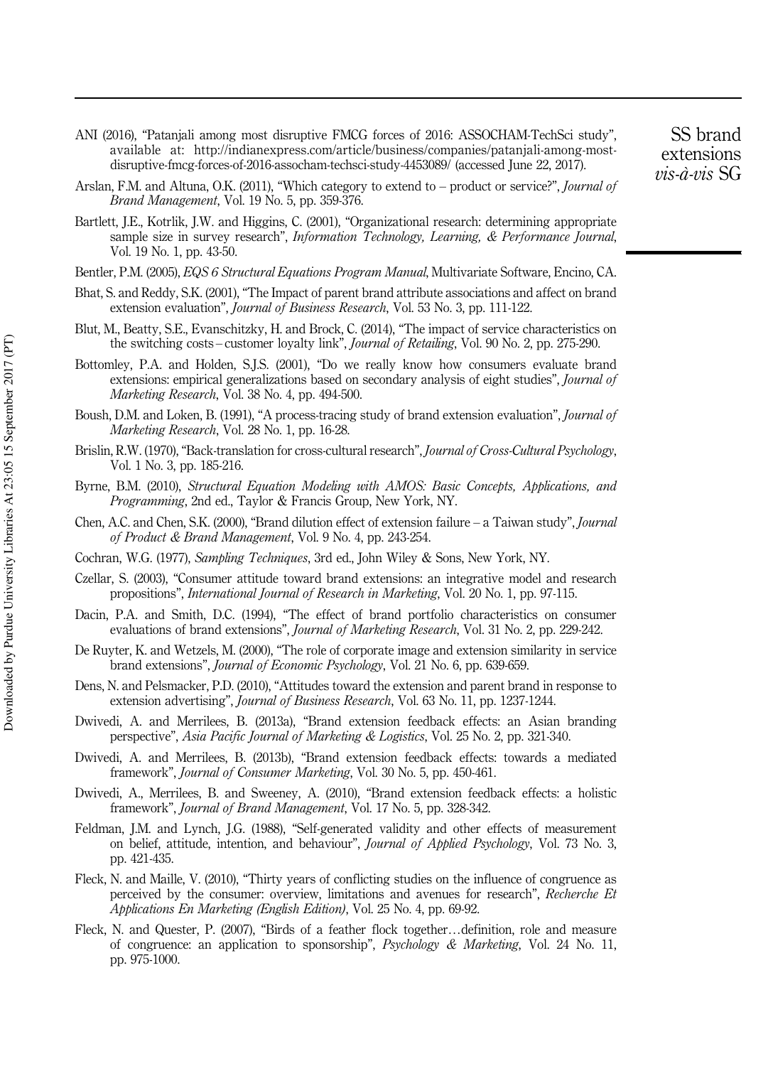ANI (2016), "Patanjali among most disruptive FMCG forces of 2016: ASSOCHAM-TechSci study", available at: http://indianexpress.com/article/business/companies/patanjali-among-most-disruptive-fmcg-forces-of-2016-assocham-techsci-study-4453089/ (accessed June 22, 2017).

Arslan, F.M. and Altuna, O.K. (2011), "Which category to extend to – product or service?", *Journal of Brand Management*, Vol. 19 No. 5, pp. 359-376.

Bartlett, J.E., Kotrlik, J.W. and Higgins, C. (2001), "Organizational research: determining appropriate sample size in survey research", *Information Technology, Learning, & Performance Journal*, Vol. 19 No. 1, pp. 43-50.

Bentler, P.M. (2005), *EQS 6 Structural Equations Program Manual*, Multivariate Software, Encino, CA.

Bhat, S. and Reddy, S.K. (2001), "The Impact of parent brand attribute associations and affect on brand extension evaluation", *Journal of Business Research*, Vol. 53 No. 3, pp. 111-122.

Blut, M., Beatty, S.E., Evanschitzky, H. and Brock, C. (2014), "The impact of service characteristics on the switching costs – customer loyalty link", *Journal of Retailing*, Vol. 90 No. 2, pp. 275-290.

Bottomley, P.A. and Holden, S.J.S. (2001), "Do we really know how consumers evaluate brand extensions: empirical generalizations based on secondary analysis of eight studies", *Journal of Marketing Research*, Vol. 38 No. 4, pp. 494-500.

Boush, D.M. and Loken, B. (1991), "A process-tracing study of brand extension evaluation", *Journal of Marketing Research*, Vol. 28 No. 1, pp. 16-28.

Brislin, R.W. (1970), "Back-translation for cross-cultural research", *Journal of Cross-Cultural Psychology*, Vol. 1 No. 3, pp. 185-216.

Byrne, B.M. (2010), *Structural Equation Modeling with AMOS: Basic Concepts, Applications, and Programming*, 2nd ed., Taylor & Francis Group, New York, NY.

Chen, A.C. and Chen, S.K. (2000), "Brand dilution effect of extension failure – a Taiwan study", *Journal of Product & Brand Management*, Vol. 9 No. 4, pp. 243-254.

Cochran, W.G. (1977), *Sampling Techniques*, 3rd ed., John Wiley & Sons, New York, NY.

Czellar, S. (2003), "Consumer attitude toward brand extensions: an integrative model and research propositions", *International Journal of Research in Marketing*, Vol. 20 No. 1, pp. 97-115.

Dacin, P.A. and Smith, D.C. (1994), "The effect of brand portfolio characteristics on consumer evaluations of brand extensions", *Journal of Marketing Research*, Vol. 31 No. 2, pp. 229-242.

De Ruyter, K. and Wetzels, M. (2000), "The role of corporate image and extension similarity in service brand extensions", *Journal of Economic Psychology*, Vol. 21 No. 6, pp. 639-659.

Dens, N. and Pelsmacker, P.D. (2010), "Attitudes toward the extension and parent brand in response to extension advertising", *Journal of Business Research*, Vol. 63 No. 11, pp. 1237-1244.

Dwivedi, A. and Merrilees, B. (2013a), "Brand extension feedback effects: an Asian branding perspective", *Asia Pacific Journal of Marketing & Logistics*, Vol. 25 No. 2, pp. 321-340.

Dwivedi, A. and Merrilees, B. (2013b), "Brand extension feedback effects: towards a mediated framework", *Journal of Consumer Marketing*, Vol. 30 No. 5, pp. 450-461.

Dwivedi, A., Merrilees, B. and Sweeney, A. (2010), "Brand extension feedback effects: a holistic framework", *Journal of Brand Management*, Vol. 17 No. 5, pp. 328-342.

Feldman, J.M. and Lynch, J.G. (1988), "Self-generated validity and other effects of measurement on belief, attitude, intention, and behaviour", *Journal of Applied Psychology*, Vol. 73 No. 3, pp. 421-435.

Fleck, N. and Maille, V. (2010), "Thirty years of conflicting studies on the influence of congruence as perceived by the consumer: overview, limitations and avenues for research", *Recherche Et Applications En Marketing (English Edition)*, Vol. 25 No. 4, pp. 69-92.

Fleck, N. and Quester, P. (2007), "Birds of a feather flock together…definition, role and measure of congruence: an application to sponsorship", *Psychology & Marketing*, Vol. 24 No. 11, pp. 975-1000.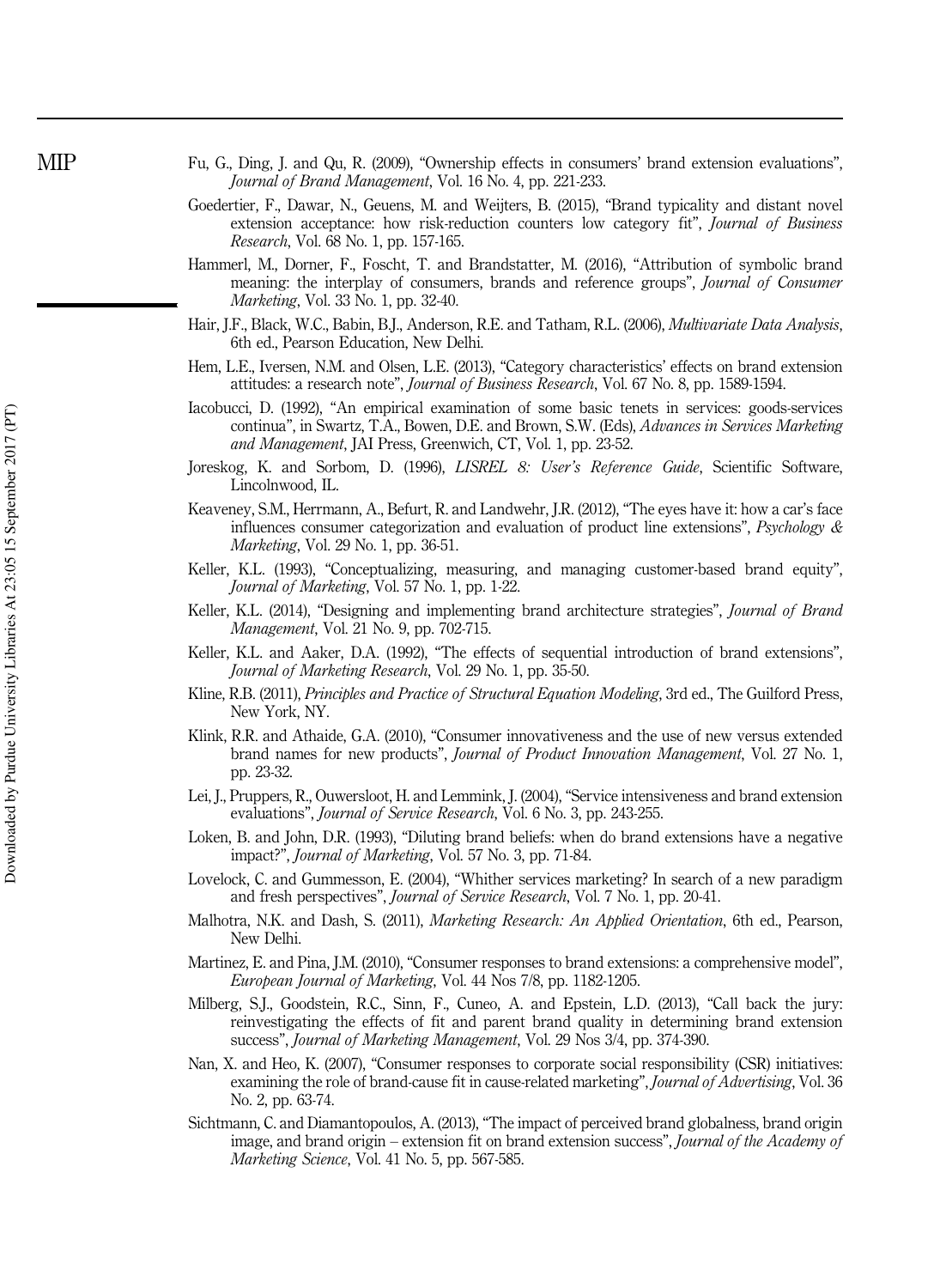Fu, G., Ding, J. and Qu, R. (2009), "Ownership effects in consumers' brand extension evaluations", *Journal of Brand Management*, Vol. 16 No. 4, pp. 221-233.

Goedertier, F., Dawar, N., Geuens, M. and Weijters, B. (2015), "Brand typicality and distant novel extension acceptance: how risk-reduction counters low category fit", *Journal of Business Research*, Vol. 68 No. 1, pp. 157-165.

Hammerl, M., Dorner, F., Foscht, T. and Brandstatter, M. (2016), "Attribution of symbolic brand meaning: the interplay of consumers, brands and reference groups", *Journal of Consumer Marketing*, Vol. 33 No. 1, pp. 32-40.

Hair, J.F., Black, W.C., Babin, B.J., Anderson, R.E. and Tatham, R.L. (2006), *Multivariate Data Analysis*, 6th ed., Pearson Education, New Delhi.

Hem, L.E., Iversen, N.M. and Olsen, L.E. (2013), "Category characteristics' effects on brand extension attitudes: a research note", *Journal of Business Research*, Vol. 67 No. 8, pp. 1589-1594.

Iacobucci, D. (1992), "An empirical examination of some basic tenets in services: goods-services continua", in Swartz, T.A., Bowen, D.E. and Brown, S.W. (Eds), *Advances in Services Marketing and Management*, JAI Press, Greenwich, CT, Vol. 1, pp. 23-52.

Joreskog, K. and Sorbom, D. (1996), *LISREL 8: User's Reference Guide*, Scientific Software, Lincolnwood, IL.

Keaveney, S.M., Herrmann, A., Befurt, R. and Landwehr, J.R. (2012), "The eyes have it: how a car's face influences consumer categorization and evaluation of product line extensions", *Psychology & Marketing*, Vol. 29 No. 1, pp. 36-51.

Keller, K.L. (1993), "Conceptualizing, measuring, and managing customer-based brand equity", *Journal of Marketing*, Vol. 57 No. 1, pp. 1-22.

Keller, K.L. (2014), "Designing and implementing brand architecture strategies", *Journal of Brand Management*, Vol. 21 No. 9, pp. 702-715.

Keller, K.L. and Aaker, D.A. (1992), "The effects of sequential introduction of brand extensions", *Journal of Marketing Research*, Vol. 29 No. 1, pp. 35-50.

Kline, R.B. (2011), *Principles and Practice of Structural Equation Modeling*, 3rd ed., The Guilford Press, New York, NY.

Klink, R.R. and Athaide, G.A. (2010), "Consumer innovativeness and the use of new versus extended brand names for new products", *Journal of Product Innovation Management*, Vol. 27 No. 1, pp. 23-32.

Lei, J., Pruppers, R., Ouwersloot, H. and Lemmink, J. (2004), "Service intensiveness and brand extension evaluations", *Journal of Service Research*, Vol. 6 No. 3, pp. 243-255.

Loken, B. and John, D.R. (1993), "Diluting brand beliefs: when do brand extensions have a negative impact?", *Journal of Marketing*, Vol. 57 No. 3, pp. 71-84.

Lovelock, C. and Gummesson, E. (2004), "Whither services marketing? In search of a new paradigm and fresh perspectives", *Journal of Service Research*, Vol. 7 No. 1, pp. 20-41.

Malhotra, N.K. and Dash, S. (2011), *Marketing Research: An Applied Orientation*, 6th ed., Pearson, New Delhi.

Martinez, E. and Pina, J.M. (2010), "Consumer responses to brand extensions: a comprehensive model", *European Journal of Marketing*, Vol. 44 Nos 7/8, pp. 1182-1205.

Milberg, S.J., Goodstein, R.C., Sinn, F., Cuneo, A. and Epstein, L.D. (2013), "Call back the jury: reinvestigating the effects of fit and parent brand quality in determining brand extension success", *Journal of Marketing Management*, Vol. 29 Nos 3/4, pp. 374-390.

Nan, X. and Heo, K. (2007), "Consumer responses to corporate social responsibility (CSR) initiatives: examining the role of brand-cause fit in cause-related marketing", *Journal of Advertising*, Vol. 36 No. 2, pp. 63-74.

Sichtmann, C. and Diamantopoulos, A. (2013), "The impact of perceived brand globalness, brand origin image, and brand origin – extension fit on brand extension success", *Journal of the Academy of Marketing Science*, Vol. 41 No. 5, pp. 567-585.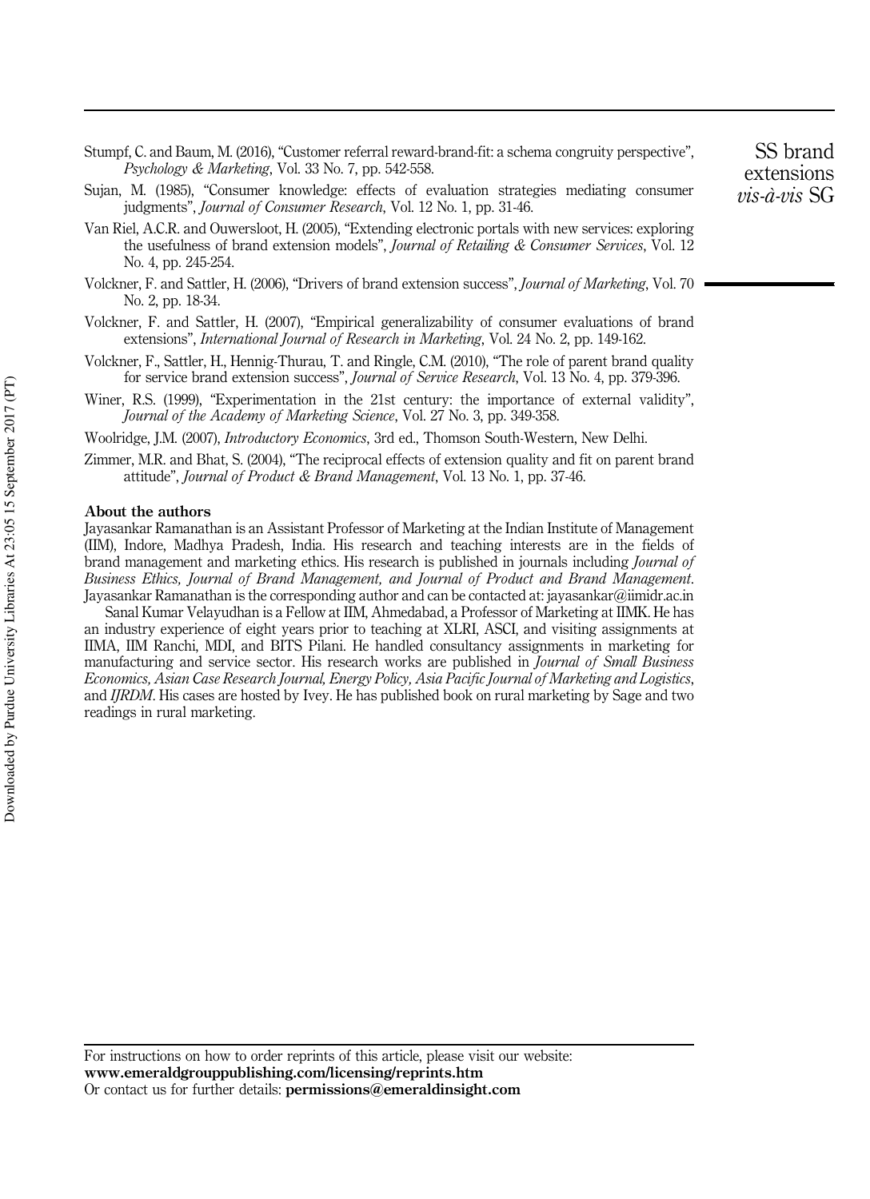Stumpf, C. and Baum, M. (2016), "Customer referral reward-brand-fit: a schema congruity perspective", *Psychology & Marketing*, Vol. 33 No. 7, pp. 542-558.

Sujan, M. (1985), "Consumer knowledge: effects of evaluation strategies mediating consumer judgments", *Journal of Consumer Research*, Vol. 12 No. 1, pp. 31-46.

Van Riel, A.C.R. and Ouwersloot, H. (2005), "Extending electronic portals with new services: exploring the usefulness of brand extension models", *Journal of Retailing & Consumer Services*, Vol. 12 No. 4, pp. 245-254.

Volckner, F. and Sattler, H. (2006), "Drivers of brand extension success", *Journal of Marketing*, Vol. 70 No. 2, pp. 18-34.

Volckner, F. and Sattler, H. (2007), "Empirical generalizability of consumer evaluations of brand extensions", *International Journal of Research in Marketing*, Vol. 24 No. 2, pp. 149-162.

Volckner, F., Sattler, H., Hennig-Thurau, T. and Ringle, C.M. (2010), "The role of parent brand quality for service brand extension success", *Journal of Service Research*, Vol. 13 No. 4, pp. 379-396.

Winer, R.S. (1999), "Experimentation in the 21st century: the importance of external validity", *Journal of the Academy of Marketing Science*, Vol. 27 No. 3, pp. 349-358.

Woolridge, J.M. (2007), *Introductory Economics*, 3rd ed., Thomson South-Western, New Delhi.

Zimmer, M.R. and Bhat, S. (2004), "The reciprocal effects of extension quality and fit on parent brand attitude", *Journal of Product & Brand Management*, Vol. 13 No. 1, pp. 37-46.

### About the authors

Jayasankar Ramanathan is an Assistant Professor of Marketing at the Indian Institute of Management (IIM), Indore, Madhya Pradesh, India. His research and teaching interests are in the fields of brand management and marketing ethics. His research is published in journals including *Journal of Business Ethics, Journal of Brand Management, and Journal of Product and Brand Management*. Jayasankar Ramanathan is the corresponding author and can be contacted at: jayasankar@iimidr.ac.in

Sanal Kumar Velayudhan is a Fellow at IIM, Ahmedabad, a Professor of Marketing at IIMK. He has an industry experience of eight years prior to teaching at XLRI, ASCI, and visiting assignments at IIMA, IIM Ranchi, MDI, and BITS Pilani. He handled consultancy assignments in marketing for manufacturing and service sector. His research works are published in *Journal of Small Business Economics, Asian Case Research Journal, Energy Policy, Asia Pacific Journal of Marketing and Logistics*, and *IJRDM*. His cases are hosted by Ivey. He has published book on rural marketing by Sage and two readings in rural marketing.

For instructions on how to order reprints of this article, please visit our website:
**www.emeraldgrouppublishing.com/licensing/reprints.htm**
Or contact us for further details: **permissions@emeraldinsight.com**